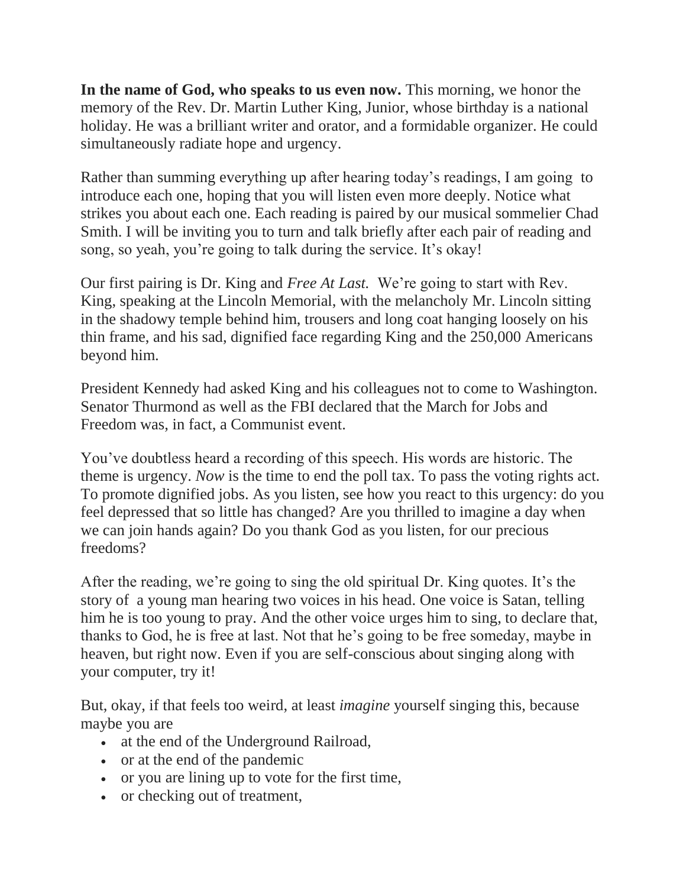**In the name of God, who speaks to us even now.** This morning, we honor the memory of the Rev. Dr. Martin Luther King, Junior, whose birthday is a national holiday. He was a brilliant writer and orator, and a formidable organizer. He could simultaneously radiate hope and urgency.

Rather than summing everything up after hearing today's readings, I am going to introduce each one, hoping that you will listen even more deeply. Notice what strikes you about each one. Each reading is paired by our musical sommelier Chad Smith. I will be inviting you to turn and talk briefly after each pair of reading and song, so yeah, you're going to talk during the service. It's okay!

Our first pairing is Dr. King and *Free At Last.* We're going to start with Rev. King, speaking at the Lincoln Memorial, with the melancholy Mr. Lincoln sitting in the shadowy temple behind him, trousers and long coat hanging loosely on his thin frame, and his sad, dignified face regarding King and the 250,000 Americans beyond him.

President Kennedy had asked King and his colleagues not to come to Washington. Senator Thurmond as well as the FBI declared that the March for Jobs and Freedom was, in fact, a Communist event.

You've doubtless heard a recording of this speech. His words are historic. The theme is urgency. *Now* is the time to end the poll tax. To pass the voting rights act. To promote dignified jobs. As you listen, see how you react to this urgency: do you feel depressed that so little has changed? Are you thrilled to imagine a day when we can join hands again? Do you thank God as you listen, for our precious freedoms?

After the reading, we're going to sing the old spiritual Dr. King quotes. It's the story of a young man hearing two voices in his head. One voice is Satan, telling him he is too young to pray. And the other voice urges him to sing, to declare that, thanks to God, he is free at last. Not that he's going to be free someday, maybe in heaven, but right now. Even if you are self-conscious about singing along with your computer, try it!

But, okay, if that feels too weird, at least *imagine* yourself singing this, because maybe you are

- at the end of the Underground Railroad,
- or at the end of the pandemic
- or you are lining up to vote for the first time,
- or checking out of treatment,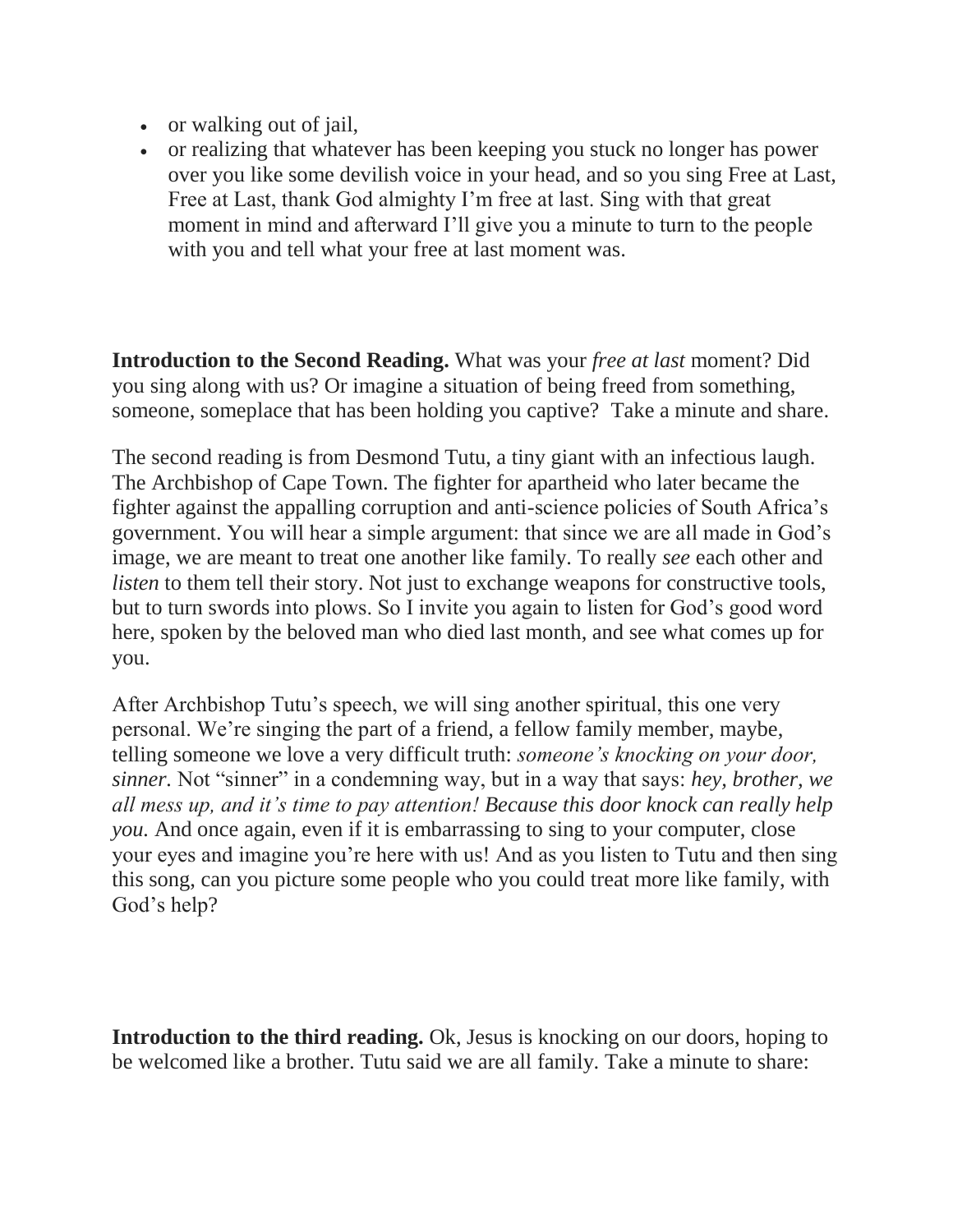- or walking out of jail,
- or realizing that whatever has been keeping you stuck no longer has power over you like some devilish voice in your head, and so you sing Free at Last, Free at Last, thank God almighty I'm free at last. Sing with that great moment in mind and afterward I'll give you a minute to turn to the people with you and tell what your free at last moment was.

**Introduction to the Second Reading.** What was your *free at last* moment? Did you sing along with us? Or imagine a situation of being freed from something, someone, someplace that has been holding you captive? Take a minute and share.

The second reading is from Desmond Tutu, a tiny giant with an infectious laugh. The Archbishop of Cape Town. The fighter for apartheid who later became the fighter against the appalling corruption and anti-science policies of South Africa's government. You will hear a simple argument: that since we are all made in God's image, we are meant to treat one another like family. To really *see* each other and *listen* to them tell their story. Not just to exchange weapons for constructive tools, but to turn swords into plows. So I invite you again to listen for God's good word here, spoken by the beloved man who died last month, and see what comes up for you.

After Archbishop Tutu's speech, we will sing another spiritual, this one very personal. We're singing the part of a friend, a fellow family member, maybe, telling someone we love a very difficult truth: *someone's knocking on your door, sinner*. Not "sinner" in a condemning way, but in a way that says: *hey, brother, we all mess up, and it's time to pay attention! Because this door knock can really help you.* And once again, even if it is embarrassing to sing to your computer, close your eyes and imagine you're here with us! And as you listen to Tutu and then sing this song, can you picture some people who you could treat more like family, with God's help?

**Introduction to the third reading.** Ok, Jesus is knocking on our doors, hoping to be welcomed like a brother. Tutu said we are all family. Take a minute to share: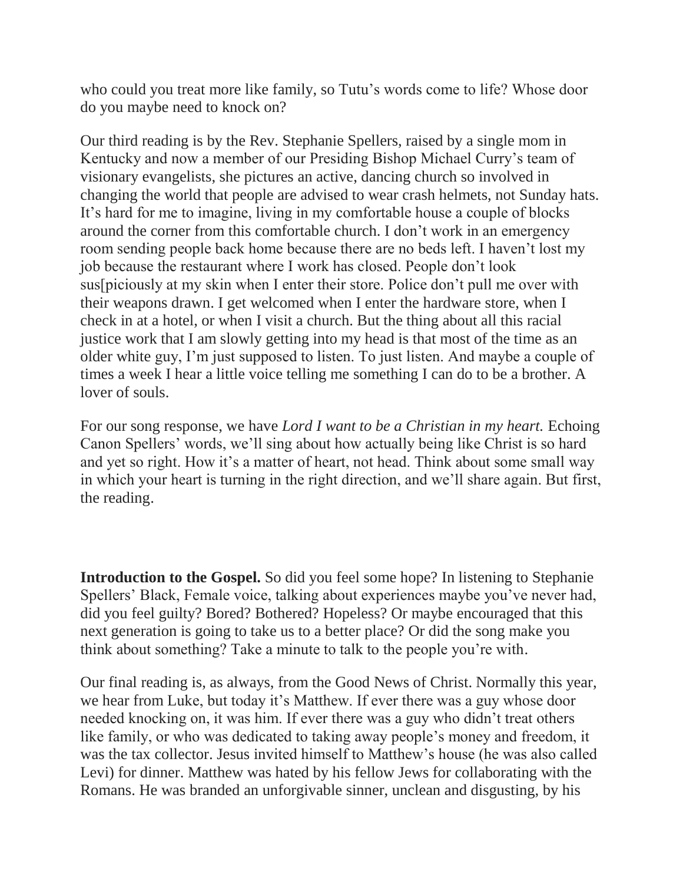who could you treat more like family, so Tutu's words come to life? Whose door do you maybe need to knock on?

Our third reading is by the Rev. Stephanie Spellers, raised by a single mom in Kentucky and now a member of our Presiding Bishop Michael Curry's team of visionary evangelists, she pictures an active, dancing church so involved in changing the world that people are advised to wear crash helmets, not Sunday hats. It's hard for me to imagine, living in my comfortable house a couple of blocks around the corner from this comfortable church. I don't work in an emergency room sending people back home because there are no beds left. I haven't lost my job because the restaurant where I work has closed. People don't look sus[piciously at my skin when I enter their store. Police don't pull me over with their weapons drawn. I get welcomed when I enter the hardware store, when I check in at a hotel, or when I visit a church. But the thing about all this racial justice work that I am slowly getting into my head is that most of the time as an older white guy, I'm just supposed to listen. To just listen. And maybe a couple of times a week I hear a little voice telling me something I can do to be a brother. A lover of souls.

For our song response, we have *Lord I want to be a Christian in my heart.* Echoing Canon Spellers' words, we'll sing about how actually being like Christ is so hard and yet so right. How it's a matter of heart, not head. Think about some small way in which your heart is turning in the right direction, and we'll share again. But first, the reading.

**Introduction to the Gospel.** So did you feel some hope? In listening to Stephanie Spellers' Black, Female voice, talking about experiences maybe you've never had, did you feel guilty? Bored? Bothered? Hopeless? Or maybe encouraged that this next generation is going to take us to a better place? Or did the song make you think about something? Take a minute to talk to the people you're with.

Our final reading is, as always, from the Good News of Christ. Normally this year, we hear from Luke, but today it's Matthew. If ever there was a guy whose door needed knocking on, it was him. If ever there was a guy who didn't treat others like family, or who was dedicated to taking away people's money and freedom, it was the tax collector. Jesus invited himself to Matthew's house (he was also called Levi) for dinner. Matthew was hated by his fellow Jews for collaborating with the Romans. He was branded an unforgivable sinner, unclean and disgusting, by his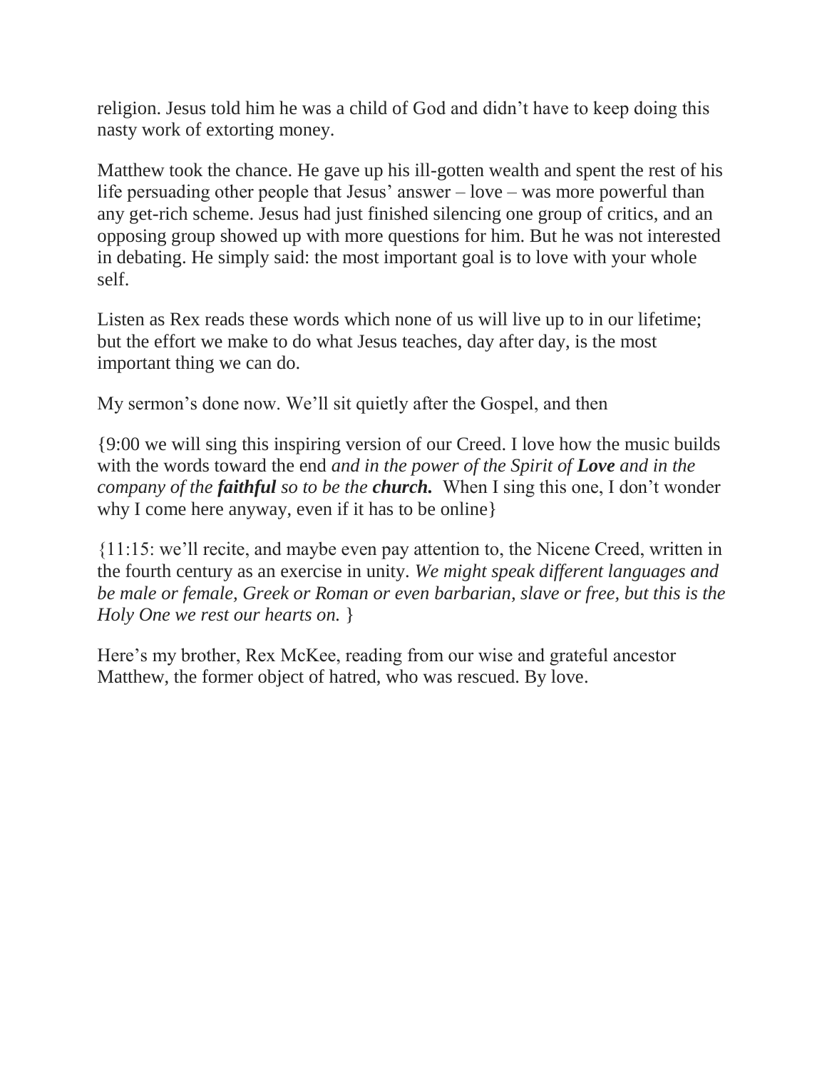religion. Jesus told him he was a child of God and didn't have to keep doing this nasty work of extorting money.

Matthew took the chance. He gave up his ill-gotten wealth and spent the rest of his life persuading other people that Jesus' answer – love – was more powerful than any get-rich scheme. Jesus had just finished silencing one group of critics, and an opposing group showed up with more questions for him. But he was not interested in debating. He simply said: the most important goal is to love with your whole self.

Listen as Rex reads these words which none of us will live up to in our lifetime; but the effort we make to do what Jesus teaches, day after day, is the most important thing we can do.

My sermon's done now. We'll sit quietly after the Gospel, and then

{9:00 we will sing this inspiring version of our Creed. I love how the music builds with the words toward the end *and in the power of the Spirit of **Love** and in the company of the **faithful** so to be the **church.*** When I sing this one, I don't wonder why I come here anyway, even if it has to be online}

{11:15: we'll recite, and maybe even pay attention to, the Nicene Creed, written in the fourth century as an exercise in unity. *We might speak different languages and be male or female, Greek or Roman or even barbarian, slave or free, but this is the Holy One we rest our hearts on.* }

Here's my brother, Rex McKee, reading from our wise and grateful ancestor Matthew, the former object of hatred, who was rescued. By love.